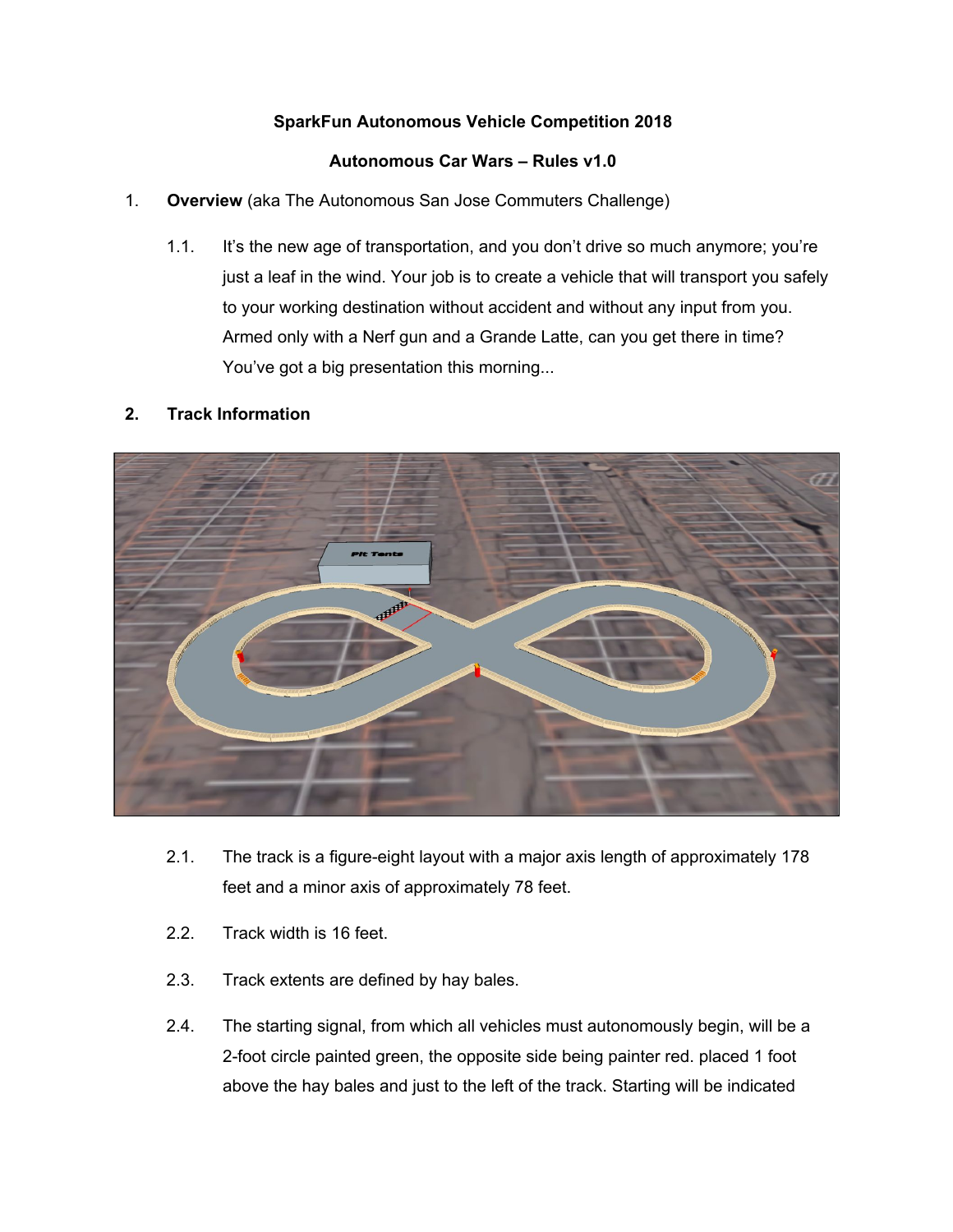**SparkFun Autonomous Vehicle Competition 2018**

**Autonomous Car Wars – Rules v1.0**

1. **Overview** (aka The Autonomous San Jose Commuters Challenge)

    1.1. It's the new age of transportation, and you don't drive so much anymore; you're just a leaf in the wind. Your job is to create a vehicle that will transport you safely to your working destination without accident and without any input from you. Armed only with a Nerf gun and a Grande Latte, can you get there in time? You've got a big presentation this morning...

2. **Track Information**

    2.1. The track is a figure-eight layout with a major axis length of approximately 178 feet and a minor axis of approximately 78 feet.

    2.2. Track width is 16 feet.

    2.3. Track extents are defined by hay bales.

    2.4. The starting signal, from which all vehicles must autonomously begin, will be a 2-foot circle painted green, the opposite side being painter red. placed 1 foot above the hay bales and just to the left of the track. Starting will be indicated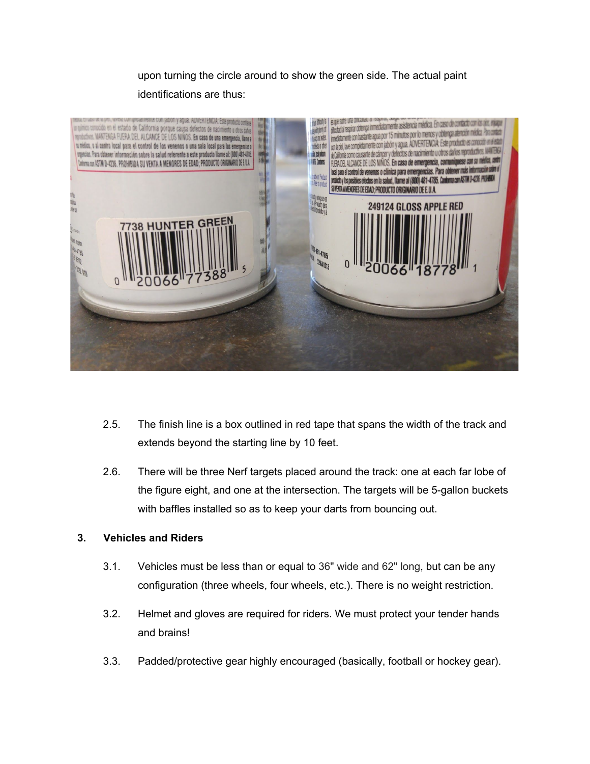upon turning the circle around to show the green side. The actual paint identifications are thus:

2.5. The finish line is a box outlined in red tape that spans the width of the track and extends beyond the starting line by 10 feet.

2.6. There will be three Nerf targets placed around the track: one at each far lobe of the figure eight, and one at the intersection. The targets will be 5-gallon buckets with baffles installed so as to keep your darts from bouncing out.

## 3. Vehicles and Riders

3.1. Vehicles must be less than or equal to 36" wide and 62" long, but can be any configuration (three wheels, four wheels, etc.). There is no weight restriction.

3.2. Helmet and gloves are required for riders. We must protect your tender hands and brains!

3.3. Padded/protective gear highly encouraged (basically, football or hockey gear).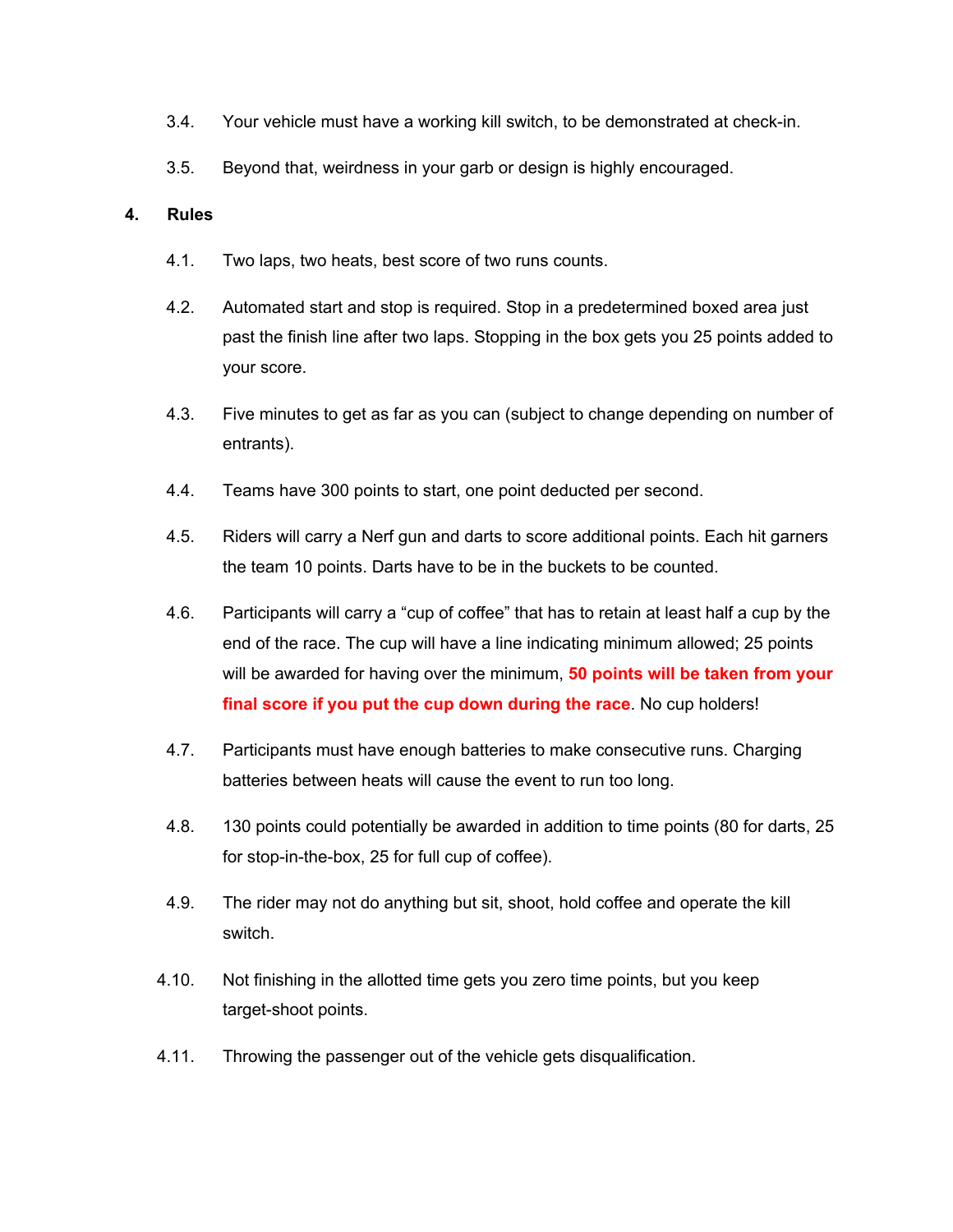3.4. Your vehicle must have a working kill switch, to be demonstrated at check-in.

3.5. Beyond that, weirdness in your garb or design is highly encouraged.

## 4. Rules

4.1. Two laps, two heats, best score of two runs counts.

4.2. Automated start and stop is required. Stop in a predetermined boxed area just past the finish line after two laps. Stopping in the box gets you 25 points added to your score.

4.3. Five minutes to get as far as you can (subject to change depending on number of entrants).

4.4. Teams have 300 points to start, one point deducted per second.

4.5. Riders will carry a Nerf gun and darts to score additional points. Each hit garners the team 10 points. Darts have to be in the buckets to be counted.

4.6. Participants will carry a "cup of coffee" that has to retain at least half a cup by the end of the race. The cup will have a line indicating minimum allowed; 25 points will be awarded for having over the minimum, **50 points will be taken from your final score if you put the cup down during the race**. No cup holders!

4.7. Participants must have enough batteries to make consecutive runs. Charging batteries between heats will cause the event to run too long.

4.8. 130 points could potentially be awarded in addition to time points (80 for darts, 25 for stop-in-the-box, 25 for full cup of coffee).

4.9. The rider may not do anything but sit, shoot, hold coffee and operate the kill switch.

4.10. Not finishing in the allotted time gets you zero time points, but you keep target-shoot points.

4.11. Throwing the passenger out of the vehicle gets disqualification.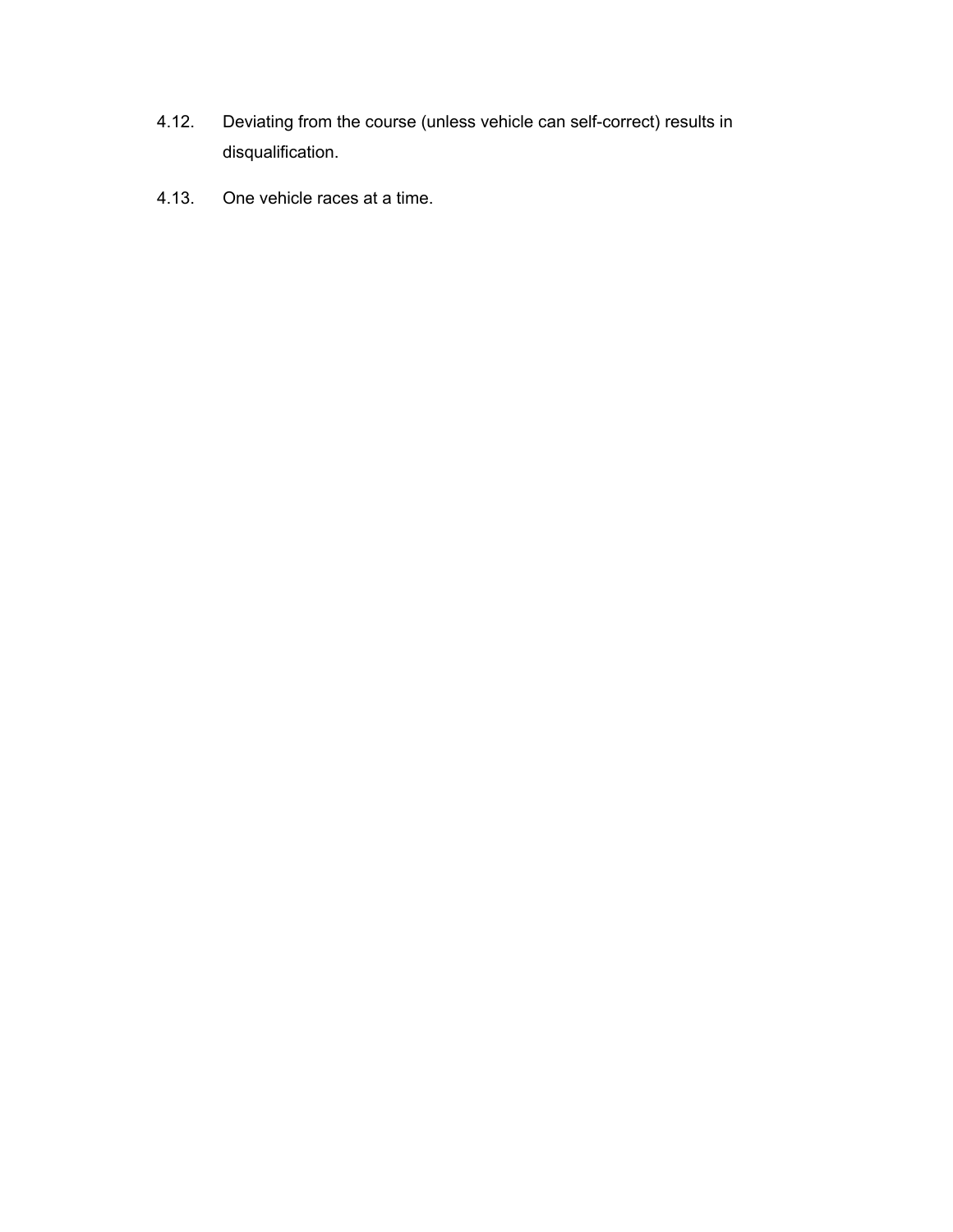4.12. Deviating from the course (unless vehicle can self-correct) results in disqualification.

4.13. One vehicle races at a time.